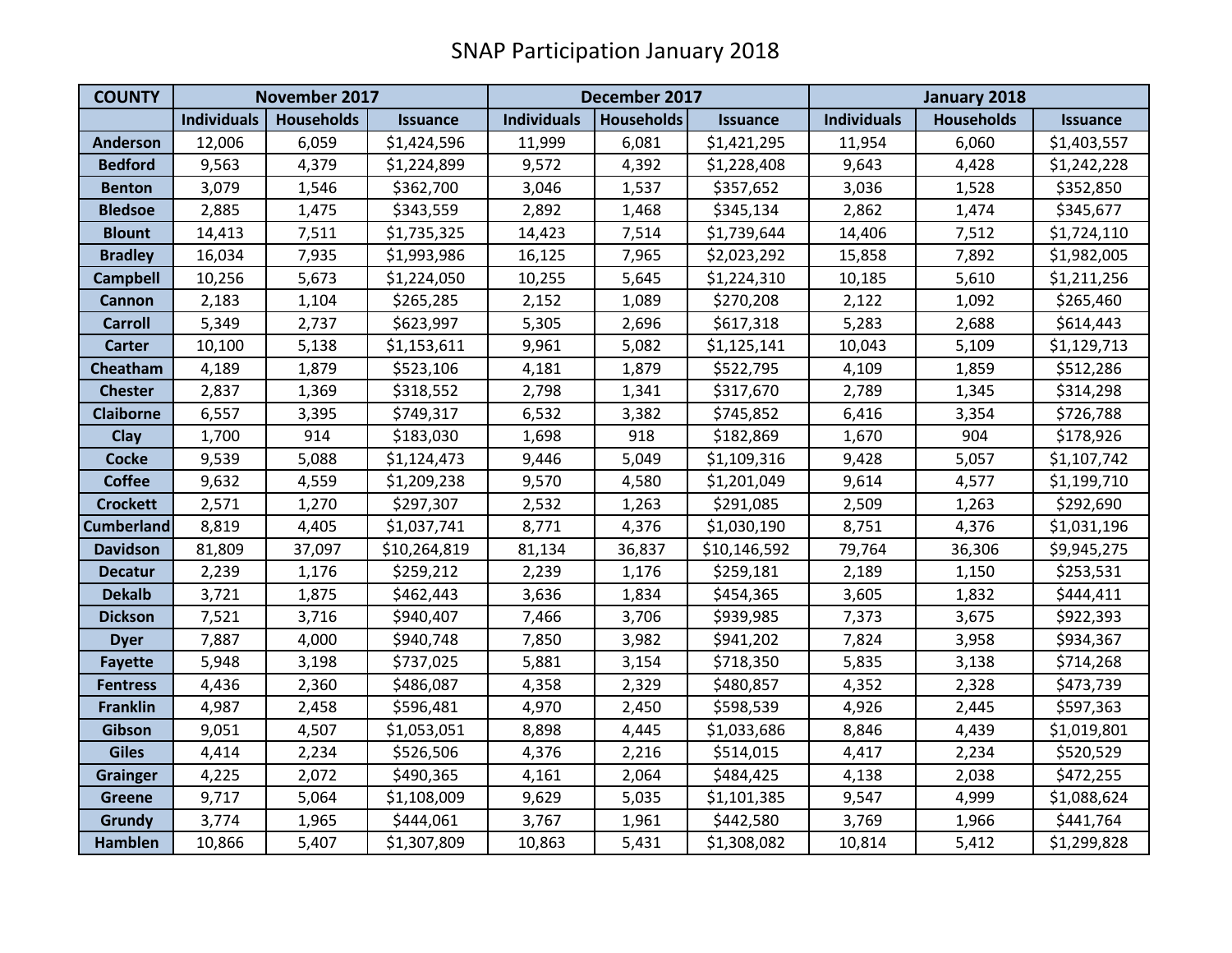# SNAP Participation January 2018

| COUNTY | November 2017 | | | December 2017 | | | January 2018 | | |
|---|---|---|---|---|---|---|---|---|---|
| | Individuals | Households | Issuance | Individuals | Households | Issuance | Individuals | Households | Issuance |
| Anderson | 12,006 | 6,059 | $1,424,596 | 11,999 | 6,081 | $1,421,295 | 11,954 | 6,060 | $1,403,557 |
| Bedford | 9,563 | 4,379 | $1,224,899 | 9,572 | 4,392 | $1,228,408 | 9,643 | 4,428 | $1,242,228 |
| Benton | 3,079 | 1,546 | $362,700 | 3,046 | 1,537 | $357,652 | 3,036 | 1,528 | $352,850 |
| Bledsoe | 2,885 | 1,475 | $343,559 | 2,892 | 1,468 | $345,134 | 2,862 | 1,474 | $345,677 |
| Blount | 14,413 | 7,511 | $1,735,325 | 14,423 | 7,514 | $1,739,644 | 14,406 | 7,512 | $1,724,110 |
| Bradley | 16,034 | 7,935 | $1,993,986 | 16,125 | 7,965 | $2,023,292 | 15,858 | 7,892 | $1,982,005 |
| Campbell | 10,256 | 5,673 | $1,224,050 | 10,255 | 5,645 | $1,224,310 | 10,185 | 5,610 | $1,211,256 |
| Cannon | 2,183 | 1,104 | $265,285 | 2,152 | 1,089 | $270,208 | 2,122 | 1,092 | $265,460 |
| Carroll | 5,349 | 2,737 | $623,997 | 5,305 | 2,696 | $617,318 | 5,283 | 2,688 | $614,443 |
| Carter | 10,100 | 5,138 | $1,153,611 | 9,961 | 5,082 | $1,125,141 | 10,043 | 5,109 | $1,129,713 |
| Cheatham | 4,189 | 1,879 | $523,106 | 4,181 | 1,879 | $522,795 | 4,109 | 1,859 | $512,286 |
| Chester | 2,837 | 1,369 | $318,552 | 2,798 | 1,341 | $317,670 | 2,789 | 1,345 | $314,298 |
| Claiborne | 6,557 | 3,395 | $749,317 | 6,532 | 3,382 | $745,852 | 6,416 | 3,354 | $726,788 |
| Clay | 1,700 | 914 | $183,030 | 1,698 | 918 | $182,869 | 1,670 | 904 | $178,926 |
| Cocke | 9,539 | 5,088 | $1,124,473 | 9,446 | 5,049 | $1,109,316 | 9,428 | 5,057 | $1,107,742 |
| Coffee | 9,632 | 4,559 | $1,209,238 | 9,570 | 4,580 | $1,201,049 | 9,614 | 4,577 | $1,199,710 |
| Crockett | 2,571 | 1,270 | $297,307 | 2,532 | 1,263 | $291,085 | 2,509 | 1,263 | $292,690 |
| Cumberland | 8,819 | 4,405 | $1,037,741 | 8,771 | 4,376 | $1,030,190 | 8,751 | 4,376 | $1,031,196 |
| Davidson | 81,809 | 37,097 | $10,264,819 | 81,134 | 36,837 | $10,146,592 | 79,764 | 36,306 | $9,945,275 |
| Decatur | 2,239 | 1,176 | $259,212 | 2,239 | 1,176 | $259,181 | 2,189 | 1,150 | $253,531 |
| Dekalb | 3,721 | 1,875 | $462,443 | 3,636 | 1,834 | $454,365 | 3,605 | 1,832 | $444,411 |
| Dickson | 7,521 | 3,716 | $940,407 | 7,466 | 3,706 | $939,985 | 7,373 | 3,675 | $922,393 |
| Dyer | 7,887 | 4,000 | $940,748 | 7,850 | 3,982 | $941,202 | 7,824 | 3,958 | $934,367 |
| Fayette | 5,948 | 3,198 | $737,025 | 5,881 | 3,154 | $718,350 | 5,835 | 3,138 | $714,268 |
| Fentress | 4,436 | 2,360 | $486,087 | 4,358 | 2,329 | $480,857 | 4,352 | 2,328 | $473,739 |
| Franklin | 4,987 | 2,458 | $596,481 | 4,970 | 2,450 | $598,539 | 4,926 | 2,445 | $597,363 |
| Gibson | 9,051 | 4,507 | $1,053,051 | 8,898 | 4,445 | $1,033,686 | 8,846 | 4,439 | $1,019,801 |
| Giles | 4,414 | 2,234 | $526,506 | 4,376 | 2,216 | $514,015 | 4,417 | 2,234 | $520,529 |
| Grainger | 4,225 | 2,072 | $490,365 | 4,161 | 2,064 | $484,425 | 4,138 | 2,038 | $472,255 |
| Greene | 9,717 | 5,064 | $1,108,009 | 9,629 | 5,035 | $1,101,385 | 9,547 | 4,999 | $1,088,624 |
| Grundy | 3,774 | 1,965 | $444,061 | 3,767 | 1,961 | $442,580 | 3,769 | 1,966 | $441,764 |
| Hamblen | 10,866 | 5,407 | $1,307,809 | 10,863 | 5,431 | $1,308,082 | 10,814 | 5,412 | $1,299,828 |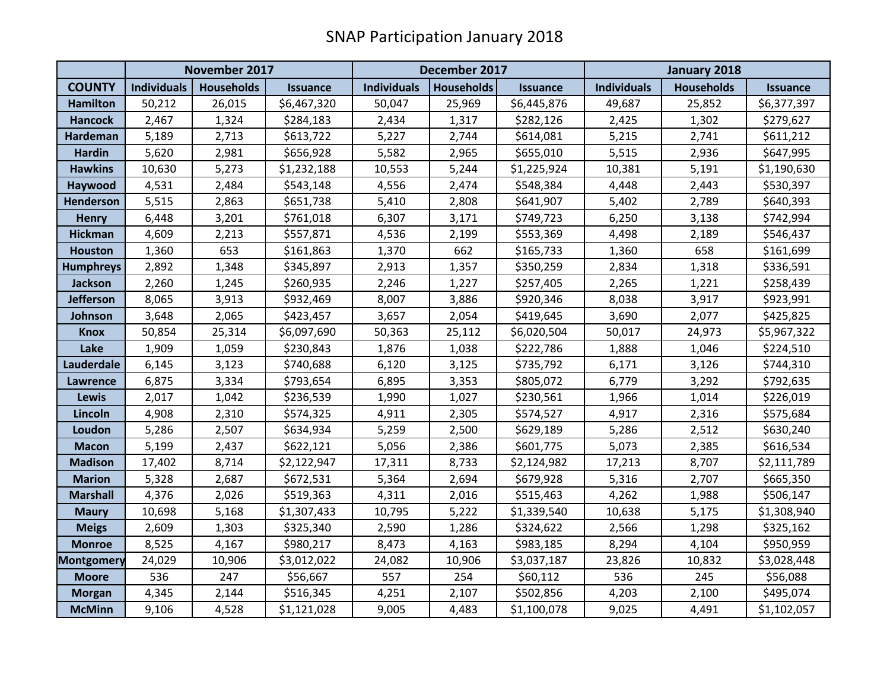# SNAP Participation January 2018

| | November 2017 | | | December 2017 | | | January 2018 | | |
|---|---|---|---|---|---|---|---|---|---|
| **COUNTY** | **Individuals** | **Households** | **Issuance** | **Individuals** | **Households** | **Issuance** | **Individuals** | **Households** | **Issuance** |
| **Hamilton** | 50,212 | 26,015 | $6,467,320 | 50,047 | 25,969 | $6,445,876 | 49,687 | 25,852 | $6,377,397 |
| **Hancock** | 2,467 | 1,324 | $284,183 | 2,434 | 1,317 | $282,126 | 2,425 | 1,302 | $279,627 |
| **Hardeman** | 5,189 | 2,713 | $613,722 | 5,227 | 2,744 | $614,081 | 5,215 | 2,741 | $611,212 |
| **Hardin** | 5,620 | 2,981 | $656,928 | 5,582 | 2,965 | $655,010 | 5,515 | 2,936 | $647,995 |
| **Hawkins** | 10,630 | 5,273 | $1,232,188 | 10,553 | 5,244 | $1,225,924 | 10,381 | 5,191 | $1,190,630 |
| **Haywood** | 4,531 | 2,484 | $543,148 | 4,556 | 2,474 | $548,384 | 4,448 | 2,443 | $530,397 |
| **Henderson** | 5,515 | 2,863 | $651,738 | 5,410 | 2,808 | $641,907 | 5,402 | 2,789 | $640,393 |
| **Henry** | 6,448 | 3,201 | $761,018 | 6,307 | 3,171 | $749,723 | 6,250 | 3,138 | $742,994 |
| **Hickman** | 4,609 | 2,213 | $557,871 | 4,536 | 2,199 | $553,369 | 4,498 | 2,189 | $546,437 |
| **Houston** | 1,360 | 653 | $161,863 | 1,370 | 662 | $165,733 | 1,360 | 658 | $161,699 |
| **Humphreys** | 2,892 | 1,348 | $345,897 | 2,913 | 1,357 | $350,259 | 2,834 | 1,318 | $336,591 |
| **Jackson** | 2,260 | 1,245 | $260,935 | 2,246 | 1,227 | $257,405 | 2,265 | 1,221 | $258,439 |
| **Jefferson** | 8,065 | 3,913 | $932,469 | 8,007 | 3,886 | $920,346 | 8,038 | 3,917 | $923,991 |
| **Johnson** | 3,648 | 2,065 | $423,457 | 3,657 | 2,054 | $419,645 | 3,690 | 2,077 | $425,825 |
| **Knox** | 50,854 | 25,314 | $6,097,690 | 50,363 | 25,112 | $6,020,504 | 50,017 | 24,973 | $5,967,322 |
| **Lake** | 1,909 | 1,059 | $230,843 | 1,876 | 1,038 | $222,786 | 1,888 | 1,046 | $224,510 |
| **Lauderdale** | 6,145 | 3,123 | $740,688 | 6,120 | 3,125 | $735,792 | 6,171 | 3,126 | $744,310 |
| **Lawrence** | 6,875 | 3,334 | $793,654 | 6,895 | 3,353 | $805,072 | 6,779 | 3,292 | $792,635 |
| **Lewis** | 2,017 | 1,042 | $236,539 | 1,990 | 1,027 | $230,561 | 1,966 | 1,014 | $226,019 |
| **Lincoln** | 4,908 | 2,310 | $574,325 | 4,911 | 2,305 | $574,527 | 4,917 | 2,316 | $575,684 |
| **Loudon** | 5,286 | 2,507 | $634,934 | 5,259 | 2,500 | $629,189 | 5,286 | 2,512 | $630,240 |
| **Macon** | 5,199 | 2,437 | $622,121 | 5,056 | 2,386 | $601,775 | 5,073 | 2,385 | $616,534 |
| **Madison** | 17,402 | 8,714 | $2,122,947 | 17,311 | 8,733 | $2,124,982 | 17,213 | 8,707 | $2,111,789 |
| **Marion** | 5,328 | 2,687 | $672,531 | 5,364 | 2,694 | $679,928 | 5,316 | 2,707 | $665,350 |
| **Marshall** | 4,376 | 2,026 | $519,363 | 4,311 | 2,016 | $515,463 | 4,262 | 1,988 | $506,147 |
| **Maury** | 10,698 | 5,168 | $1,307,433 | 10,795 | 5,222 | $1,339,540 | 10,638 | 5,175 | $1,308,940 |
| **Meigs** | 2,609 | 1,303 | $325,340 | 2,590 | 1,286 | $324,622 | 2,566 | 1,298 | $325,162 |
| **Monroe** | 8,525 | 4,167 | $980,217 | 8,473 | 4,163 | $983,185 | 8,294 | 4,104 | $950,959 |
| **Montgomery** | 24,029 | 10,906 | $3,012,022 | 24,082 | 10,906 | $3,037,187 | 23,826 | 10,832 | $3,028,448 |
| **Moore** | 536 | 247 | $56,667 | 557 | 254 | $60,112 | 536 | 245 | $56,088 |
| **Morgan** | 4,345 | 2,144 | $516,345 | 4,251 | 2,107 | $502,856 | 4,203 | 2,100 | $495,074 |
| **McMinn** | 9,106 | 4,528 | $1,121,028 | 9,005 | 4,483 | $1,100,078 | 9,025 | 4,491 | $1,102,057 |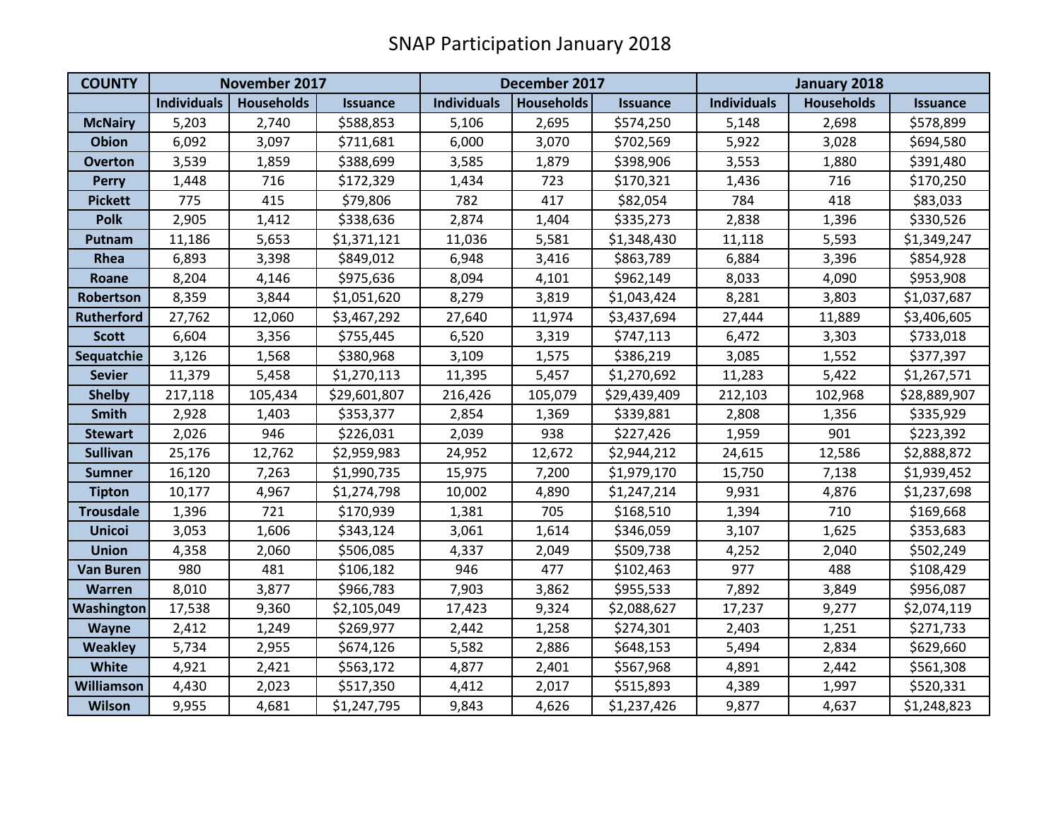# SNAP Participation January 2018

| COUNTY | November 2017 | | | December 2017 | | | January 2018 | | |
|---|---|---|---|---|---|---|---|---|---|
| | Individuals | Households | Issuance | Individuals | Households | Issuance | Individuals | Households | Issuance |
| McNairy | 5,203 | 2,740 | $588,853 | 5,106 | 2,695 | $574,250 | 5,148 | 2,698 | $578,899 |
| Obion | 6,092 | 3,097 | $711,681 | 6,000 | 3,070 | $702,569 | 5,922 | 3,028 | $694,580 |
| Overton | 3,539 | 1,859 | $388,699 | 3,585 | 1,879 | $398,906 | 3,553 | 1,880 | $391,480 |
| Perry | 1,448 | 716 | $172,329 | 1,434 | 723 | $170,321 | 1,436 | 716 | $170,250 |
| Pickett | 775 | 415 | $79,806 | 782 | 417 | $82,054 | 784 | 418 | $83,033 |
| Polk | 2,905 | 1,412 | $338,636 | 2,874 | 1,404 | $335,273 | 2,838 | 1,396 | $330,526 |
| Putnam | 11,186 | 5,653 | $1,371,121 | 11,036 | 5,581 | $1,348,430 | 11,118 | 5,593 | $1,349,247 |
| Rhea | 6,893 | 3,398 | $849,012 | 6,948 | 3,416 | $863,789 | 6,884 | 3,396 | $854,928 |
| Roane | 8,204 | 4,146 | $975,636 | 8,094 | 4,101 | $962,149 | 8,033 | 4,090 | $953,908 |
| Robertson | 8,359 | 3,844 | $1,051,620 | 8,279 | 3,819 | $1,043,424 | 8,281 | 3,803 | $1,037,687 |
| Rutherford | 27,762 | 12,060 | $3,467,292 | 27,640 | 11,974 | $3,437,694 | 27,444 | 11,889 | $3,406,605 |
| Scott | 6,604 | 3,356 | $755,445 | 6,520 | 3,319 | $747,113 | 6,472 | 3,303 | $733,018 |
| Sequatchie | 3,126 | 1,568 | $380,968 | 3,109 | 1,575 | $386,219 | 3,085 | 1,552 | $377,397 |
| Sevier | 11,379 | 5,458 | $1,270,113 | 11,395 | 5,457 | $1,270,692 | 11,283 | 5,422 | $1,267,571 |
| Shelby | 217,118 | 105,434 | $29,601,807 | 216,426 | 105,079 | $29,439,409 | 212,103 | 102,968 | $28,889,907 |
| Smith | 2,928 | 1,403 | $353,377 | 2,854 | 1,369 | $339,881 | 2,808 | 1,356 | $335,929 |
| Stewart | 2,026 | 946 | $226,031 | 2,039 | 938 | $227,426 | 1,959 | 901 | $223,392 |
| Sullivan | 25,176 | 12,762 | $2,959,983 | 24,952 | 12,672 | $2,944,212 | 24,615 | 12,586 | $2,888,872 |
| Sumner | 16,120 | 7,263 | $1,990,735 | 15,975 | 7,200 | $1,979,170 | 15,750 | 7,138 | $1,939,452 |
| Tipton | 10,177 | 4,967 | $1,274,798 | 10,002 | 4,890 | $1,247,214 | 9,931 | 4,876 | $1,237,698 |
| Trousdale | 1,396 | 721 | $170,939 | 1,381 | 705 | $168,510 | 1,394 | 710 | $169,668 |
| Unicoi | 3,053 | 1,606 | $343,124 | 3,061 | 1,614 | $346,059 | 3,107 | 1,625 | $353,683 |
| Union | 4,358 | 2,060 | $506,085 | 4,337 | 2,049 | $509,738 | 4,252 | 2,040 | $502,249 |
| Van Buren | 980 | 481 | $106,182 | 946 | 477 | $102,463 | 977 | 488 | $108,429 |
| Warren | 8,010 | 3,877 | $966,783 | 7,903 | 3,862 | $955,533 | 7,892 | 3,849 | $956,087 |
| Washington | 17,538 | 9,360 | $2,105,049 | 17,423 | 9,324 | $2,088,627 | 17,237 | 9,277 | $2,074,119 |
| Wayne | 2,412 | 1,249 | $269,977 | 2,442 | 1,258 | $274,301 | 2,403 | 1,251 | $271,733 |
| Weakley | 5,734 | 2,955 | $674,126 | 5,582 | 2,886 | $648,153 | 5,494 | 2,834 | $629,660 |
| White | 4,921 | 2,421 | $563,172 | 4,877 | 2,401 | $567,968 | 4,891 | 2,442 | $561,308 |
| Williamson | 4,430 | 2,023 | $517,350 | 4,412 | 2,017 | $515,893 | 4,389 | 1,997 | $520,331 |
| Wilson | 9,955 | 4,681 | $1,247,795 | 9,843 | 4,626 | $1,237,426 | 9,877 | 4,637 | $1,248,823 |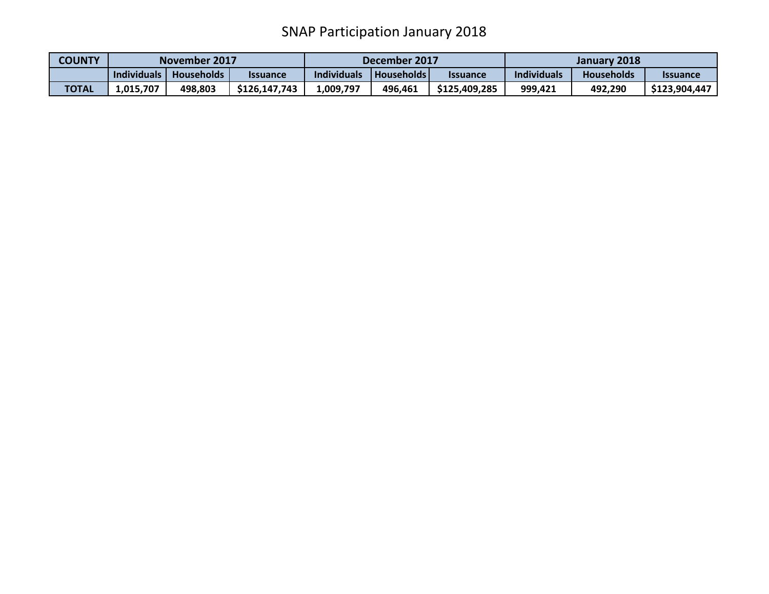# SNAP Participation January 2018

| COUNTY | November 2017 | | | December 2017 | | | January 2018 | | |
|---|---|---|---|---|---|---|---|---|---|
| | Individuals | Households | Issuance | Individuals | Households | Issuance | Individuals | Households | Issuance |
| TOTAL | 1,015,707 | 498,803 | $126,147,743 | 1,009,797 | 496,461 | $125,409,285 | 999,421 | 492,290 | $123,904,447 |